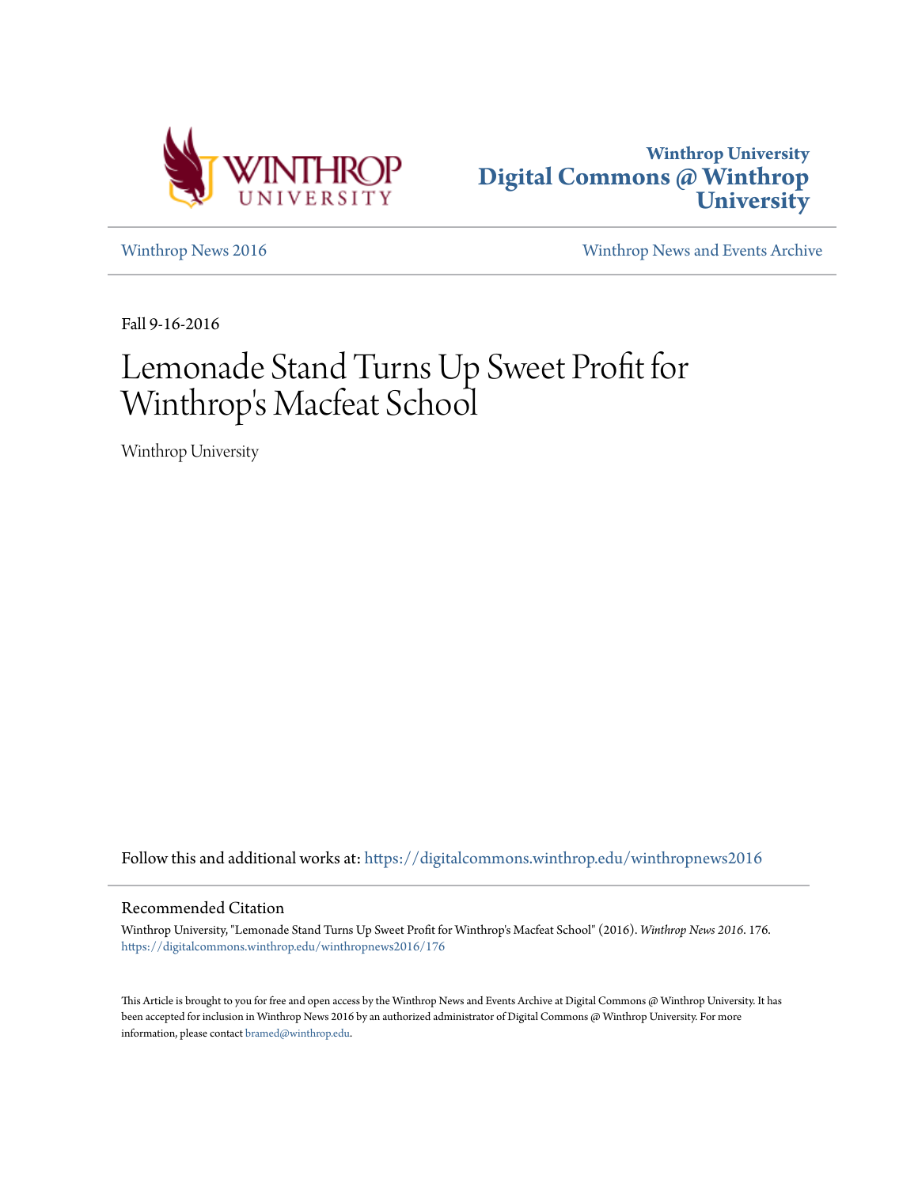Winthrop University
**Digital Commons @ Winthrop University**

Winthrop News 2016 | Winthrop News and Events Archive

Fall 9-16-2016

# Lemonade Stand Turns Up Sweet Profit for Winthrop's Macfeat School

Winthrop University

Follow this and additional works at: https://digitalcommons.winthrop.edu/winthropnews2016

## Recommended Citation

Winthrop University, "Lemonade Stand Turns Up Sweet Profit for Winthrop's Macfeat School" (2016). *Winthrop News 2016*. 176.
https://digitalcommons.winthrop.edu/winthropnews2016/176

This Article is brought to you for free and open access by the Winthrop News and Events Archive at Digital Commons @ Winthrop University. It has been accepted for inclusion in Winthrop News 2016 by an authorized administrator of Digital Commons @ Winthrop University. For more information, please contact bramed@winthrop.edu.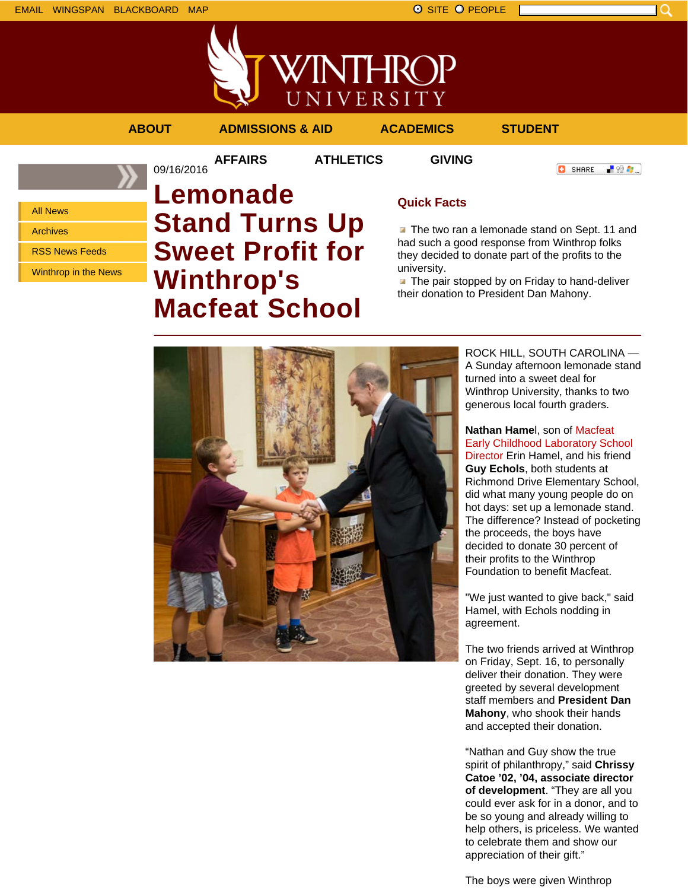EMAIL WINGSPAN BLACKBOARD MAP

SITE PEOPLE

# WINTHROP UNIVERSITY

ABOUT ADMISSIONS & AID ACADEMICS STUDENT AFFAIRS ATHLETICS GIVING

- All News
- Archives
- RSS News Feeds
- Winthrop in the News

09/16/2016

# Lemonade Stand Turns Up Sweet Profit for Winthrop's Macfeat School

SHARE

## Quick Facts

- The two ran a lemonade stand on Sept. 11 and had such a good response from Winthrop folks they decided to donate part of the profits to the university.
- The pair stopped by on Friday to hand-deliver their donation to President Dan Mahony.

---

ROCK HILL, SOUTH CAROLINA — A Sunday afternoon lemonade stand turned into a sweet deal for Winthrop University, thanks to two generous local fourth graders.

**Nathan Hame**l, son of Macfeat Early Childhood Laboratory School Director Erin Hamel, and his friend **Guy Echols**, both students at Richmond Drive Elementary School, did what many young people do on hot days: set up a lemonade stand. The difference? Instead of pocketing the proceeds, the boys have decided to donate 30 percent of their profits to the Winthrop Foundation to benefit Macfeat.

"We just wanted to give back," said Hamel, with Echols nodding in agreement.

The two friends arrived at Winthrop on Friday, Sept. 16, to personally deliver their donation. They were greeted by several development staff members and **President Dan Mahony**, who shook their hands and accepted their donation.

"Nathan and Guy show the true spirit of philanthropy," said **Chrissy Catoe '02, '04, associate director of development**. "They are all you could ever ask for in a donor, and to be so young and already willing to help others, is priceless. We wanted to celebrate them and show our appreciation of their gift."

The boys were given Winthrop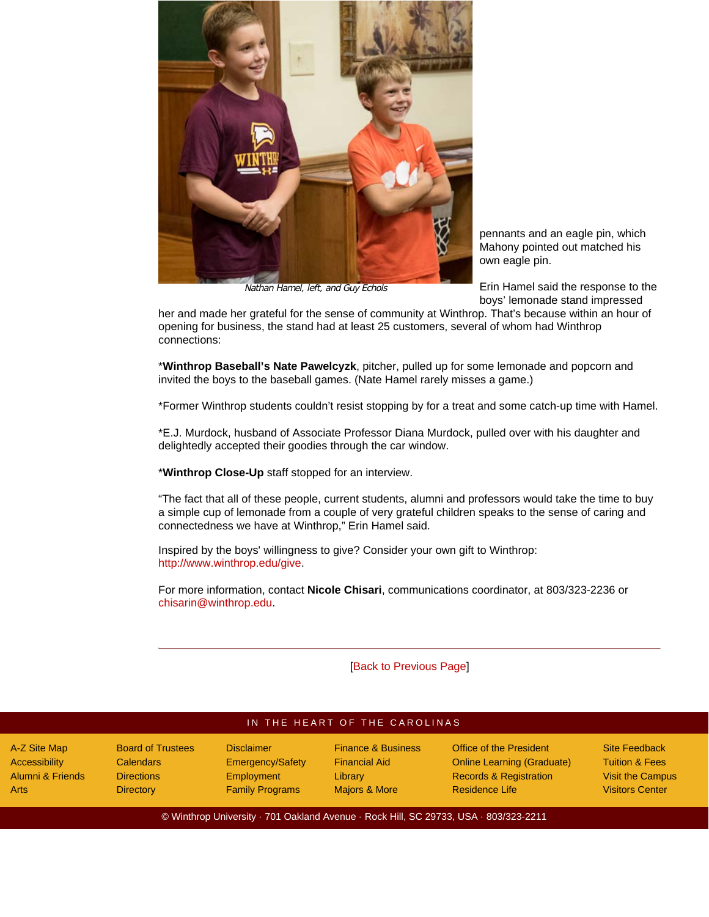Nathan Hamel, left, and Guy Echols

pennants and an eagle pin, which Mahony pointed out matched his own eagle pin.

Erin Hamel said the response to the boys' lemonade stand impressed her and made her grateful for the sense of community at Winthrop. That's because within an hour of opening for business, the stand had at least 25 customers, several of whom had Winthrop connections:

***Winthrop Baseball's Nate Pawelcyzk**, pitcher, pulled up for some lemonade and popcorn and invited the boys to the baseball games. (Nate Hamel rarely misses a game.)

*Former Winthrop students couldn't resist stopping by for a treat and some catch-up time with Hamel.

*E.J. Murdock, husband of Associate Professor Diana Murdock, pulled over with his daughter and delightedly accepted their goodies through the car window.

***Winthrop Close-Up** staff stopped for an interview.

"The fact that all of these people, current students, alumni and professors would take the time to buy a simple cup of lemonade from a couple of very grateful children speaks to the sense of caring and connectedness we have at Winthrop," Erin Hamel said.

Inspired by the boys' willingness to give? Consider your own gift to Winthrop: http://www.winthrop.edu/give.

For more information, contact **Nicole Chisari**, communications coordinator, at 803/323-2236 or chisarin@winthrop.edu.

---

[Back to Previous Page]

IN THE HEART OF THE CAROLINAS

| | | | | | |
|---|---|---|---|---|---|
| A-Z Site Map | Board of Trustees | Disclaimer | Finance & Business | Office of the President | Site Feedback |
| Accessibility | Calendars | Emergency/Safety | Financial Aid | Online Learning (Graduate) | Tuition & Fees |
| Alumni & Friends | Directions | Employment | Library | Records & Registration | Visit the Campus |
| Arts | Directory | Family Programs | Majors & More | Residence Life | Visitors Center |

© Winthrop University · 701 Oakland Avenue · Rock Hill, SC 29733, USA · 803/323-2211